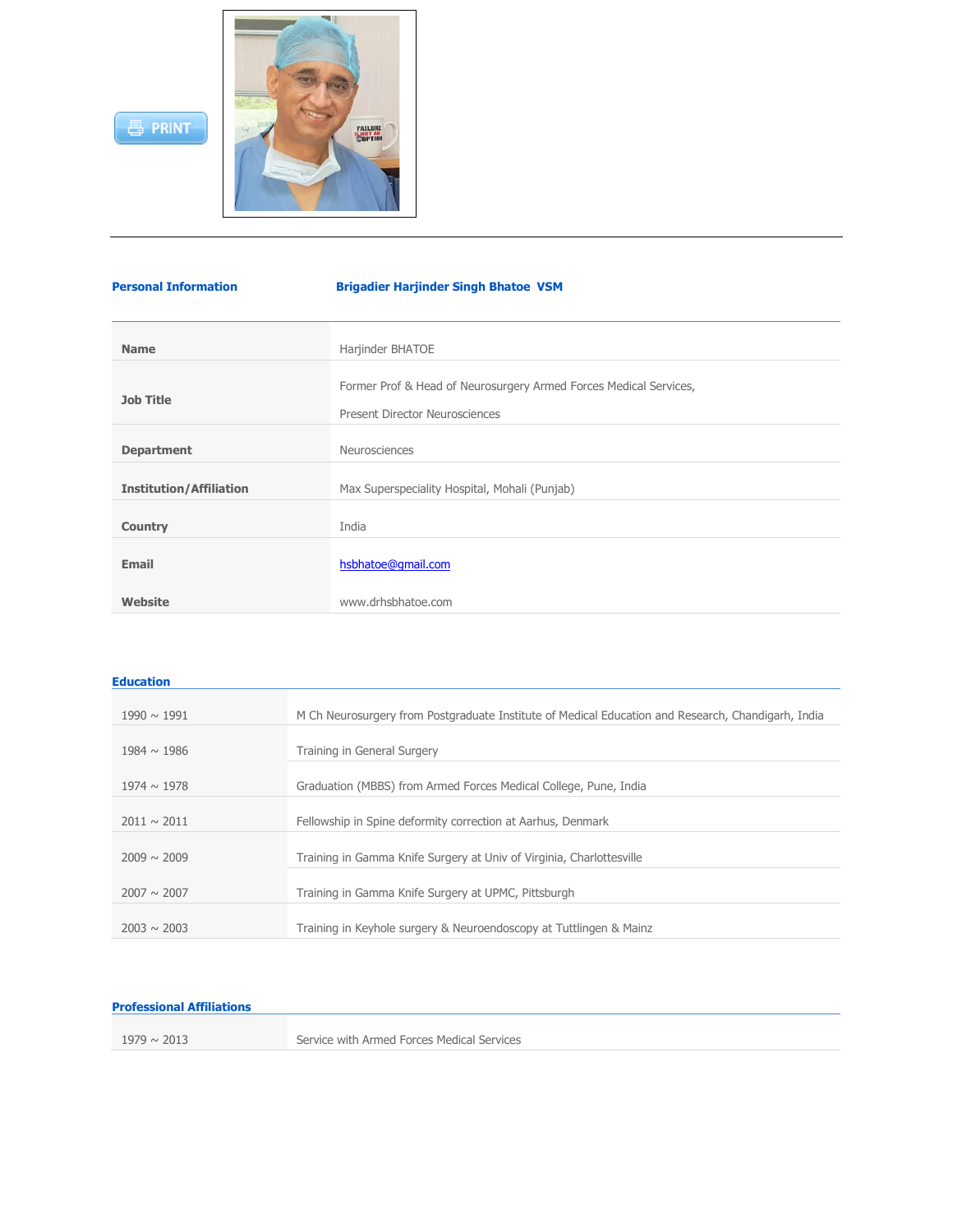## Personal Information

**Brigadier Harjinder Singh Bhatoe VSM**

| | |
|---|---|
| **Name** | Harjinder BHATOE |
| **Job Title** | Former Prof & Head of Neurosurgery Armed Forces Medical Services,<br>Present Director Neurosciences |
| **Department** | Neurosciences |
| **Institution/Affiliation** | Max Superspeciality Hospital, Mohali (Punjab) |
| **Country** | India |
| **Email** | hsbhatoe@gmail.com |
| **Website** | www.drhsbhatoe.com |

## Education

| | |
|---|---|
| 1990 ~ 1991 | M Ch Neurosurgery from Postgraduate Institute of Medical Education and Research, Chandigarh, India |
| 1984 ~ 1986 | Training in General Surgery |
| 1974 ~ 1978 | Graduation (MBBS) from Armed Forces Medical College, Pune, India |
| 2011 ~ 2011 | Fellowship in Spine deformity correction at Aarhus, Denmark |
| 2009 ~ 2009 | Training in Gamma Knife Surgery at Univ of Virginia, Charlottesville |
| 2007 ~ 2007 | Training in Gamma Knife Surgery at UPMC, Pittsburgh |
| 2003 ~ 2003 | Training in Keyhole surgery & Neuroendoscopy at Tuttlingen & Mainz |

## Professional Affiliations

| | |
|---|---|
| 1979 ~ 2013 | Service with Armed Forces Medical Services |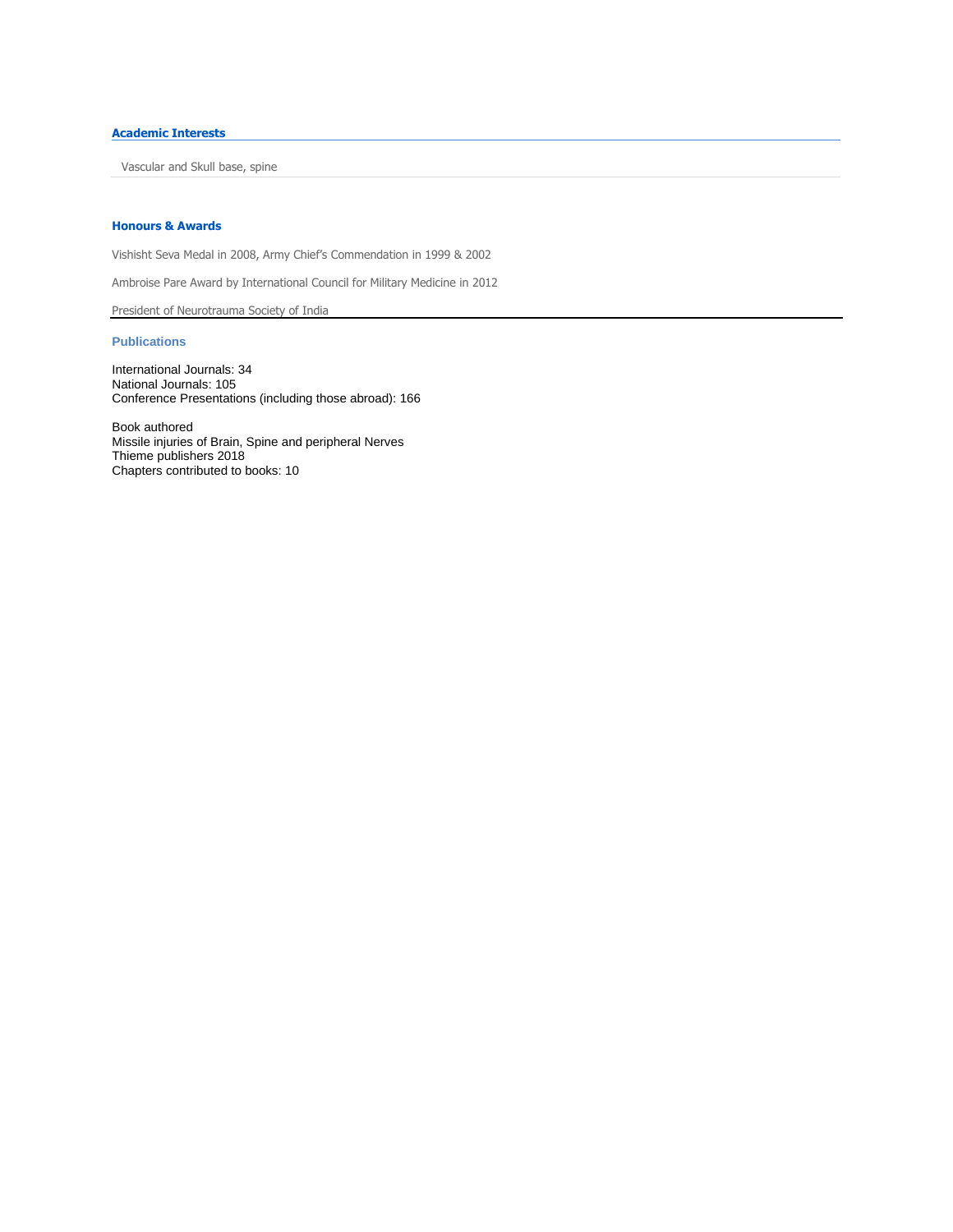## Academic Interests

Vascular and Skull base, spine

## Honours & Awards

Vishisht Seva Medal in 2008, Army Chief's Commendation in 1999 & 2002

Ambroise Pare Award by International Council for Military Medicine in 2012

President of Neurotrauma Society of India

## Publications

International Journals: 34
National Journals: 105
Conference Presentations (including those abroad): 166

Book authored
Missile injuries of Brain, Spine and peripheral Nerves
Thieme publishers 2018
Chapters contributed to books: 10